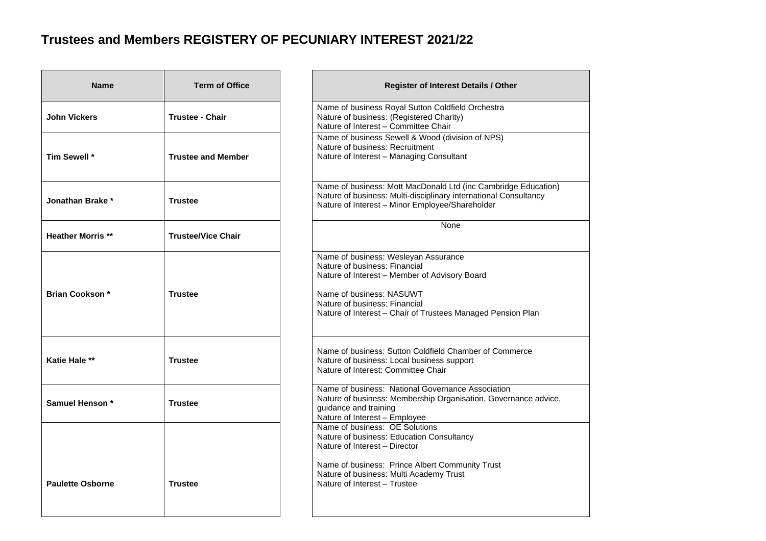# Trustees and Members REGISTERY OF PECUNIARY INTEREST 2021/22

| Name | Term of Office | Register of Interest Details / Other |
| --- | --- | --- |
| **John Vickers** | **Trustee - Chair** | Name of business Royal Sutton Coldfield Orchestra<br>Nature of business: (Registered Charity)<br>Nature of Interest – Committee Chair |
| **Tim Sewell *** | **Trustee and Member** | Name of business Sewell & Wood (division of NPS)<br>Nature of business: Recruitment<br>Nature of Interest – Managing Consultant |
| **Jonathan Brake *** | **Trustee** | Name of business: Mott MacDonald Ltd (inc Cambridge Education)<br>Nature of business: Multi-disciplinary international Consultancy<br>Nature of Interest – Minor Employee/Shareholder |
| **Heather Morris **** | **Trustee/Vice Chair** | None |
| **Brian Cookson *** | **Trustee** | Name of business: Wesleyan Assurance<br>Nature of business: Financial<br>Nature of Interest – Member of Advisory Board<br><br>Name of business: NASUWT<br>Nature of business: Financial<br>Nature of Interest – Chair of Trustees Managed Pension Plan |
| **Katie Hale **** | **Trustee** | Name of business: Sutton Coldfield Chamber of Commerce<br>Nature of business: Local business support<br>Nature of Interest: Committee Chair |
| **Samuel Henson *** | **Trustee** | Name of business: National Governance Association<br>Nature of business: Membership Organisation, Governance advice, guidance and training<br>Nature of Interest – Employee |
| **Paulette Osborne** | **Trustee** | Name of business: OE Solutions<br>Nature of business: Education Consultancy<br>Nature of Interest – Director<br><br>Name of business: Prince Albert Community Trust<br>Nature of business: Multi Academy Trust<br>Nature of Interest – Trustee |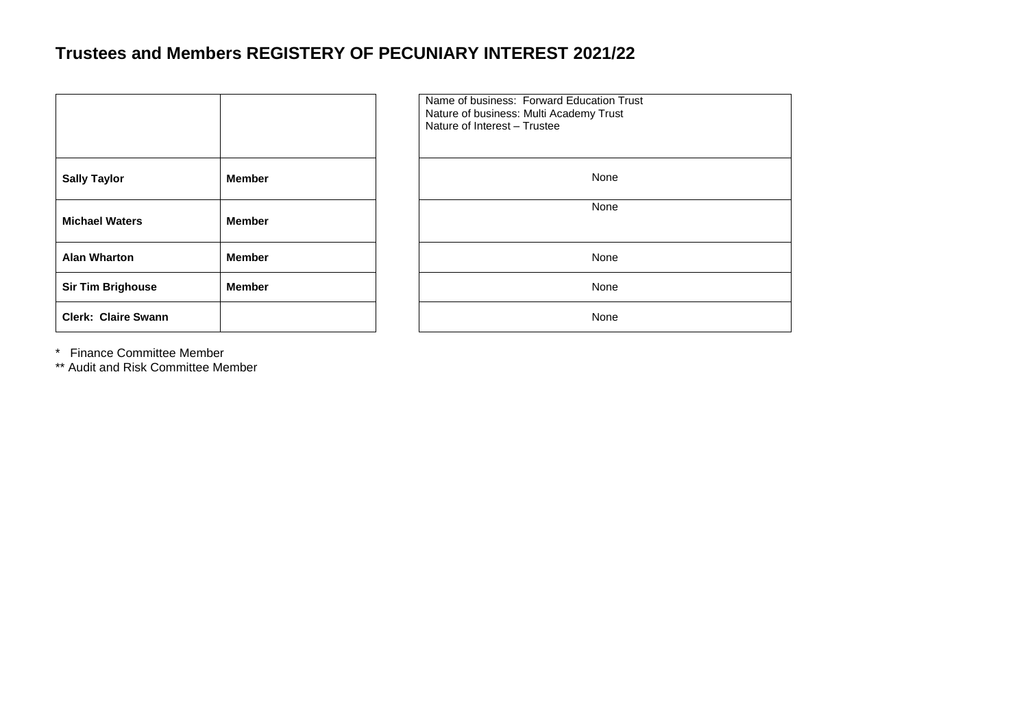# Trustees and Members REGISTERY OF PECUNIARY INTEREST 2021/22

| | | Name of business: Forward Education Trust<br>Nature of business: Multi Academy Trust<br>Nature of Interest – Trustee |
|---|---|---|
| **Sally Taylor** | **Member** | None |
| **Michael Waters** | **Member** | None |
| **Alan Wharton** | **Member** | None |
| **Sir Tim Brighouse** | **Member** | None |
| **Clerk: Claire Swann** | | None |

\* Finance Committee Member

** Audit and Risk Committee Member